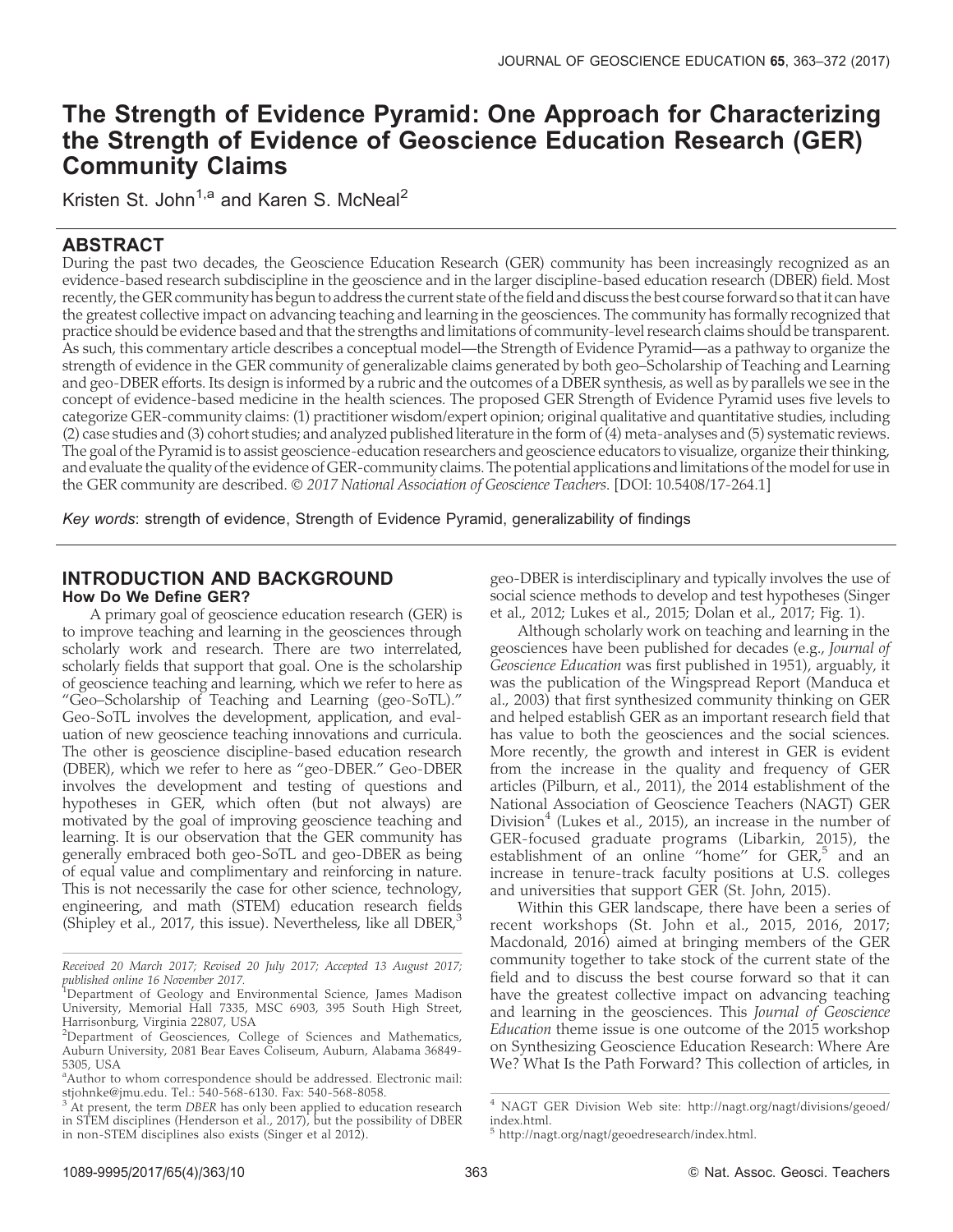# The Strength of Evidence Pyramid: One Approach for Characterizing the Strength of Evidence of Geoscience Education Research (GER) Community Claims

Kristen St. John[1,a] and Karen S. McNeal[2]

## ABSTRACT

During the past two decades, the Geoscience Education Research (GER) community has been increasingly recognized as an evidence-based research subdiscipline in the geoscience and in the larger discipline-based education research (DBER) field. Most recently, the GER community has begun to address the current state of the field and discuss the best course forward so that it can have the greatest collective impact on advancing teaching and learning in the geosciences. The community has formally recognized that practice should be evidence based and that the strengths and limitations of community-level research claims should be transparent. As such, this commentary article describes a conceptual model—the Strength of Evidence Pyramid—as a pathway to organize the strength of evidence in the GER community of generalizable claims generated by both geo–Scholarship of Teaching and Learning and geo-DBER efforts. Its design is informed by a rubric and the outcomes of a DBER synthesis, as well as by parallels we see in the concept of evidence-based medicine in the health sciences. The proposed GER Strength of Evidence Pyramid uses five levels to categorize GER-community claims: (1) practitioner wisdom/expert opinion; original qualitative and quantitative studies, including (2) case studies and (3) cohort studies; and analyzed published literature in the form of (4) meta-analyses and (5) systematic reviews. The goal of the Pyramid is to assist geoscience-education researchers and geoscience educators to visualize, organize their thinking, and evaluate the quality of the evidence of GER-community claims. The potential applications and limitations of the model for use in the GER community are described. *© 2017 National Association of Geoscience Teachers*. [DOI: 10.5408/17-264.1]

*Key words*: strength of evidence, Strength of Evidence Pyramid, generalizability of findings

## INTRODUCTION AND BACKGROUND

### How Do We Define GER?

A primary goal of geoscience education research (GER) is to improve teaching and learning in the geosciences through scholarly work and research. There are two interrelated, scholarly fields that support that goal. One is the scholarship of geoscience teaching and learning, which we refer to here as "Geo–Scholarship of Teaching and Learning (geo-SoTL)." Geo-SoTL involves the development, application, and evaluation of new geoscience teaching innovations and curricula. The other is geoscience discipline-based education research (DBER), which we refer to here as "geo-DBER." Geo-DBER involves the development and testing of questions and hypotheses in GER, which often (but not always) are motivated by the goal of improving geoscience teaching and learning. It is our observation that the GER community has generally embraced both geo-SoTL and geo-DBER as being of equal value and complimentary and reinforcing in nature. This is not necessarily the case for other science, technology, engineering, and math (STEM) education research fields (Shipley et al., 2017, this issue). Nevertheless, like all DBER,[3] geo-DBER is interdisciplinary and typically involves the use of social science methods to develop and test hypotheses (Singer et al., 2012; Lukes et al., 2015; Dolan et al., 2017; Fig. 1).

Although scholarly work on teaching and learning in the geosciences have been published for decades (e.g., *Journal of Geoscience Education* was first published in 1951), arguably, it was the publication of the Wingspread Report (Manduca et al., 2003) that first synthesized community thinking on GER and helped establish GER as an important research field that has value to both the geosciences and the social sciences. More recently, the growth and interest in GER is evident from the increase in the quality and frequency of GER articles (Pilburn, et al., 2011), the 2014 establishment of the National Association of Geoscience Teachers (NAGT) GER Division[4] (Lukes et al., 2015), an increase in the number of GER-focused graduate programs (Libarkin, 2015), the establishment of an online "home" for GER,[5] and an increase in tenure-track faculty positions at U.S. colleges and universities that support GER (St. John, 2015).

Within this GER landscape, there have been a series of recent workshops (St. John et al., 2015, 2016, 2017; Macdonald, 2016) aimed at bringing members of the GER community together to take stock of the current state of the field and to discuss the best course forward so that it can have the greatest collective impact on advancing teaching and learning in the geosciences. This *Journal of Geoscience Education* theme issue is one outcome of the 2015 workshop on Synthesizing Geoscience Education Research: Where Are We? What Is the Path Forward? This collection of articles, in

---

Received 20 March 2017; Revised 20 July 2017; Accepted 13 August 2017; published online 16 November 2017.

[1]Department of Geology and Environmental Science, James Madison University, Memorial Hall 7335, MSC 6903, 395 South High Street, Harrisonburg, Virginia 22807, USA

[2]Department of Geosciences, College of Sciences and Mathematics, Auburn University, 2081 Bear Eaves Coliseum, Auburn, Alabama 36849-5305, USA

[a]Author to whom correspondence should be addressed. Electronic mail: stjohnke@jmu.edu. Tel.: 540-568-6130. Fax: 540-568-8058.

[3] At present, the term *DBER* has only been applied to education research in STEM disciplines (Henderson et al., 2017), but the possibility of DBER in non-STEM disciplines also exists (Singer et al 2012).

[4] NAGT GER Division Web site: http://nagt.org/nagt/divisions/geoed/index.html.

[5] http://nagt.org/nagt/geoedresearch/index.html.

1089-9995/2017/65(4)/363/10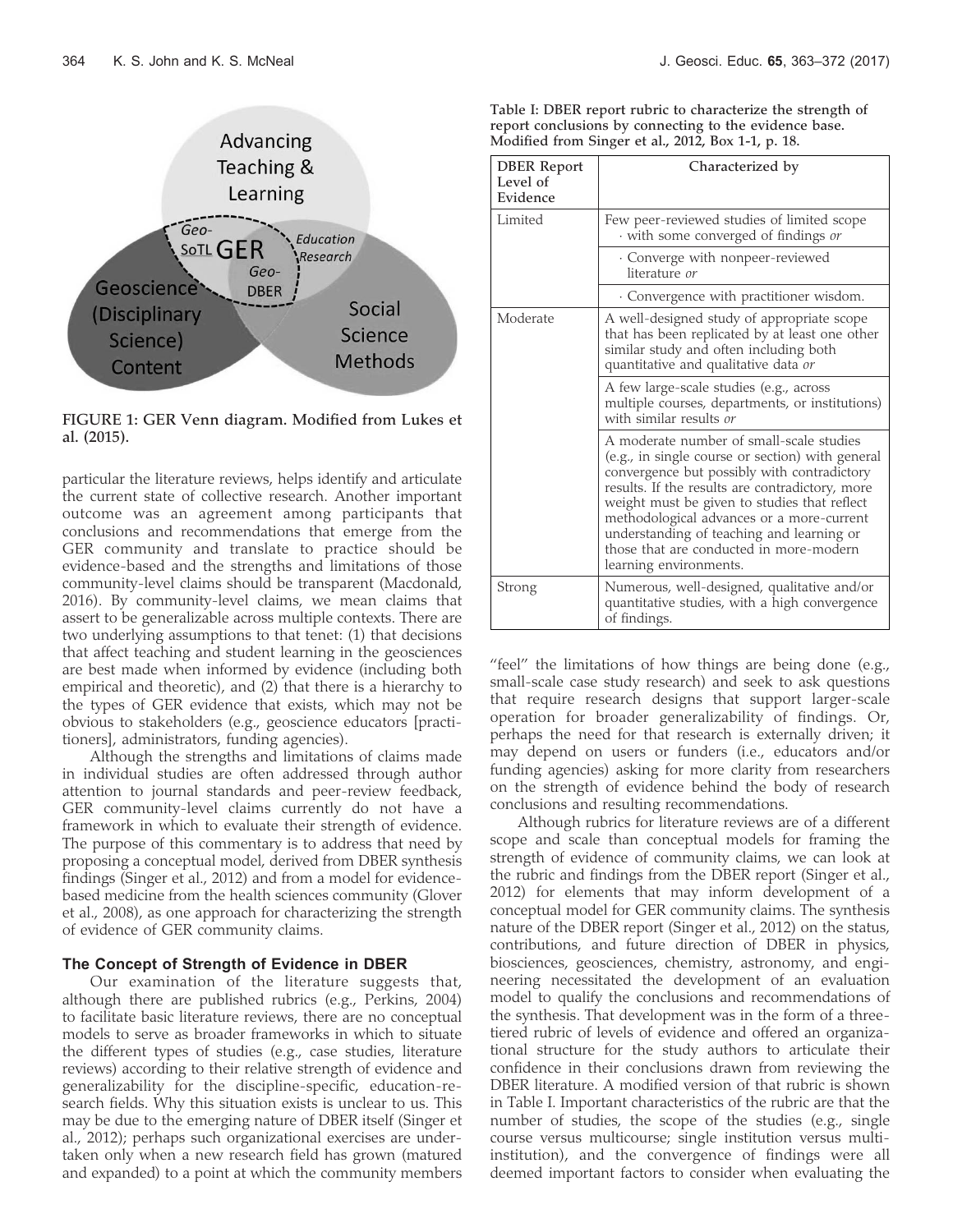FIGURE 1: GER Venn diagram. Modified from Lukes et al. (2015).

particular the literature reviews, helps identify and articulate the current state of collective research. Another important outcome was an agreement among participants that conclusions and recommendations that emerge from the GER community and translate to practice should be evidence-based and the strengths and limitations of those community-level claims should be transparent (Macdonald, 2016). By community-level claims, we mean claims that assert to be generalizable across multiple contexts. There are two underlying assumptions to that tenet: (1) that decisions that affect teaching and student learning in the geosciences are best made when informed by evidence (including both empirical and theoretic), and (2) that there is a hierarchy to the types of GER evidence that exists, which may not be obvious to stakeholders (e.g., geoscience educators [practitioners], administrators, funding agencies).

Although the strengths and limitations of claims made in individual studies are often addressed through author attention to journal standards and peer-review feedback, GER community-level claims currently do not have a framework in which to evaluate their strength of evidence. The purpose of this commentary is to address that need by proposing a conceptual model, derived from DBER synthesis findings (Singer et al., 2012) and from a model for evidence-based medicine from the health sciences community (Glover et al., 2008), as one approach for characterizing the strength of evidence of GER community claims.

### The Concept of Strength of Evidence in DBER

Our examination of the literature suggests that, although there are published rubrics (e.g., Perkins, 2004) to facilitate basic literature reviews, there are no conceptual models to serve as broader frameworks in which to situate the different types of studies (e.g., case studies, literature reviews) according to their relative strength of evidence and generalizability for the discipline-specific, education-research fields. Why this situation exists is unclear to us. This may be due to the emerging nature of DBER itself (Singer et al., 2012); perhaps such organizational exercises are undertaken only when a new research field has grown (matured and expanded) to a point at which the community members "feel" the limitations of how things are being done (e.g., small-scale case study research) and seek to ask questions that require research designs that support larger-scale operation for broader generalizability of findings. Or, perhaps the need for that research is externally driven; it may depend on users or funders (i.e., educators and/or funding agencies) asking for more clarity from researchers on the strength of evidence behind the body of research conclusions and resulting recommendations.

Although rubrics for literature reviews are of a different scope and scale than conceptual models for framing the strength of evidence of community claims, we can look at the rubric and findings from the DBER report (Singer et al., 2012) for elements that may inform development of a conceptual model for GER community claims. The synthesis nature of the DBER report (Singer et al., 2012) on the status, contributions, and future direction of DBER in physics, biosciences, geosciences, chemistry, astronomy, and engineering necessitated the development of an evaluation model to qualify the conclusions and recommendations of the synthesis. That development was in the form of a three-tiered rubric of levels of evidence and offered an organizational structure for the study authors to articulate their confidence in their conclusions drawn from reviewing the DBER literature. A modified version of that rubric is shown in Table I. Important characteristics of the rubric are that the number of studies, the scope of the studies (e.g., single course versus multicourse; single institution versus multi-institution), and the convergence of findings were all deemed important factors to consider when evaluating the

Table I: DBER report rubric to characterize the strength of report conclusions by connecting to the evidence base. Modified from Singer et al., 2012, Box 1-1, p. 18.

| DBER Report Level of Evidence | Characterized by |
|---|---|
| Limited | Few peer-reviewed studies of limited scope · with some converged of findings *or* |
| | · Converge with nonpeer-reviewed literature *or* |
| | · Convergence with practitioner wisdom. |
| Moderate | A well-designed study of appropriate scope that has been replicated by at least one other similar study and often including both quantitative and qualitative data *or* |
| | A few large-scale studies (e.g., across multiple courses, departments, or institutions) with similar results *or* |
| | A moderate number of small-scale studies (e.g., in single course or section) with general convergence but possibly with contradictory results. If the results are contradictory, more weight must be given to studies that reflect methodological advances or a more-current understanding of teaching and learning or those that are conducted in more-modern learning environments. |
| Strong | Numerous, well-designed, qualitative and/or quantitative studies, with a high convergence of findings. |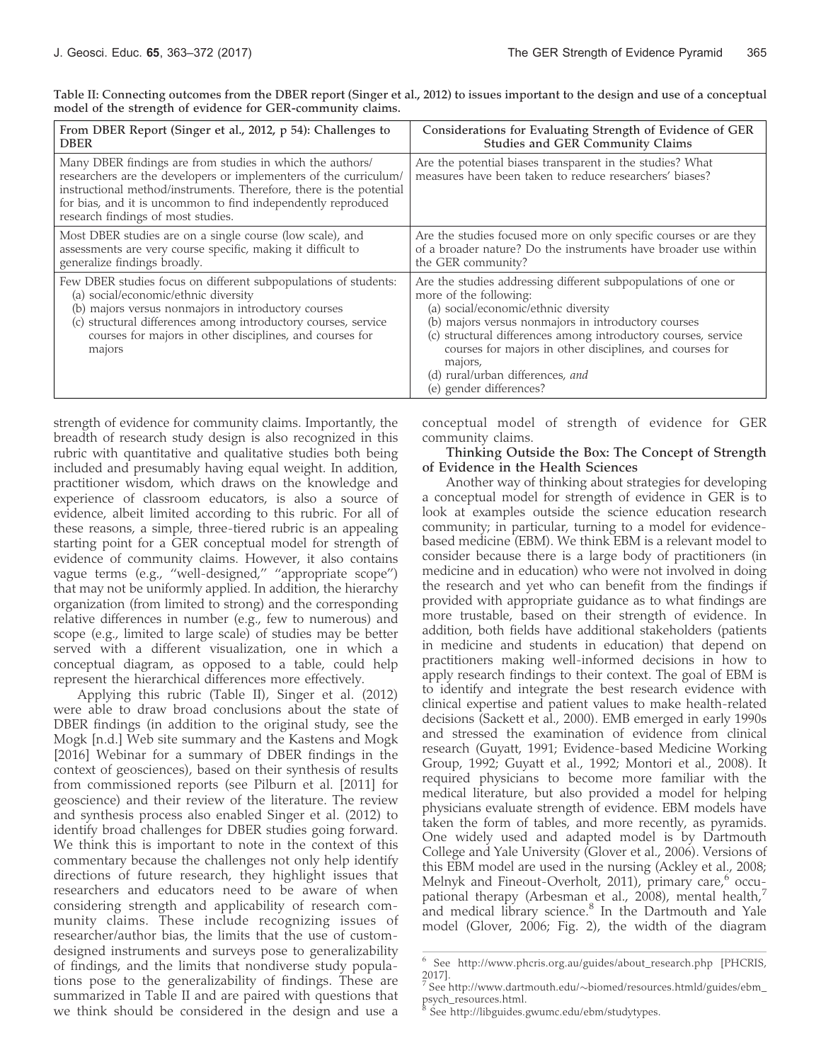**Table II: Connecting outcomes from the DBER report (Singer et al., 2012) to issues important to the design and use of a conceptual model of the strength of evidence for GER-community claims.**

| From DBER Report (Singer et al., 2012, p 54): Challenges to DBER | Considerations for Evaluating Strength of Evidence of GER Studies and GER Community Claims |
|---|---|
| Many DBER findings are from studies in which the authors/researchers are the developers or implementers of the curriculum/instructional method/instruments. Therefore, there is the potential for bias, and it is uncommon to find independently reproduced research findings of most studies. | Are the potential biases transparent in the studies? What measures have been taken to reduce researchers' biases? |
| Most DBER studies are on a single course (low scale), and assessments are very course specific, making it difficult to generalize findings broadly. | Are the studies focused more on only specific courses or are they of a broader nature? Do the instruments have broader use within the GER community? |
| Few DBER studies focus on different subpopulations of students: (a) social/economic/ethnic diversity (b) majors versus nonmajors in introductory courses (c) structural differences among introductory courses, service courses for majors in other disciplines, and courses for majors | Are the studies addressing different subpopulations of one or more of the following: (a) social/economic/ethnic diversity (b) majors versus nonmajors in introductory courses (c) structural differences among introductory courses, service courses for majors in other disciplines, and courses for majors, (d) *rural/urban differences, and* (e) *gender differences?* |

strength of evidence for community claims. Importantly, the breadth of research study design is also recognized in this rubric with quantitative and qualitative studies both being included and presumably having equal weight. In addition, practitioner wisdom, which draws on the knowledge and experience of classroom educators, is also a source of evidence, albeit limited according to this rubric. For all of these reasons, a simple, three-tiered rubric is an appealing starting point for a GER conceptual model for strength of evidence of community claims. However, it also contains vague terms (e.g., "well-designed," "appropriate scope") that may not be uniformly applied. In addition, the hierarchy organization (from limited to strong) and the corresponding relative differences in number (e.g., few to numerous) and scope (e.g., limited to large scale) of studies may be better served with a different visualization, one in which a conceptual diagram, as opposed to a table, could help represent the hierarchical differences more effectively.

Applying this rubric (Table II), Singer et al. (2012) were able to draw broad conclusions about the state of DBER findings (in addition to the original study, see the Mogk [n.d.] Web site summary and the Kastens and Mogk [2016] Webinar for a summary of DBER findings in the context of geosciences), based on their synthesis of results from commissioned reports (see Pilburn et al. [2011] for geoscience) and their review of the literature. The review and synthesis process also enabled Singer et al. (2012) to identify broad challenges for DBER studies going forward. We think this is important to note in the context of this commentary because the challenges not only help identify directions of future research, they highlight issues that researchers and educators need to be aware of when considering strength and applicability of research community claims. These include recognizing issues of researcher/author bias, the limits that the use of custom-designed instruments and surveys pose to generalizability of findings, and the limits that nondiverse study populations pose to the generalizability of findings. These are summarized in Table II and are paired with questions that we think should be considered in the design and use a conceptual model of strength of evidence for GER community claims.

### Thinking Outside the Box: The Concept of Strength of Evidence in the Health Sciences

Another way of thinking about strategies for developing a conceptual model for strength of evidence in GER is to look at examples outside the science education research community; in particular, turning to a model for evidence-based medicine (EBM). We think EBM is a relevant model to consider because there is a large body of practitioners (in medicine and in education) who were not involved in doing the research and yet who can benefit from the findings if provided with appropriate guidance as to what findings are more trustable, based on their strength of evidence. In addition, both fields have additional stakeholders (patients in medicine and students in education) that depend on practitioners making well-informed decisions in how to apply research findings to their context. The goal of EBM is to identify and integrate the best research evidence with clinical expertise and patient values to make health-related decisions (Sackett et al., 2000). EMB emerged in early 1990s and stressed the examination of evidence from clinical research (Guyatt, 1991; Evidence-based Medicine Working Group, 1992; Guyatt et al., 1992; Montori et al., 2008). It required physicians to become more familiar with the medical literature, but also provided a model for helping physicians evaluate strength of evidence. EBM models have taken the form of tables, and more recently, as pyramids. One widely used and adapted model is by Dartmouth College and Yale University (Glover et al., 2006). Versions of this EBM model are used in the nursing (Ackley et al., 2008; Melnyk and Fineout-Overholt, 2011), primary care,[6] occupational therapy (Arbesman et al., 2008), mental health,[7] and medical library science.[8] In the Dartmouth and Yale model (Glover, 2006; Fig. 2), the width of the diagram

[6] See http://www.phcris.org.au/guides/about_research.php [PHCRIS, 2017].

[7] See http://www.dartmouth.edu/~biomed/resources.htmld/guides/ebm_psych_resources.html.

[8] See http://libguides.gwumc.edu/ebm/studytypes.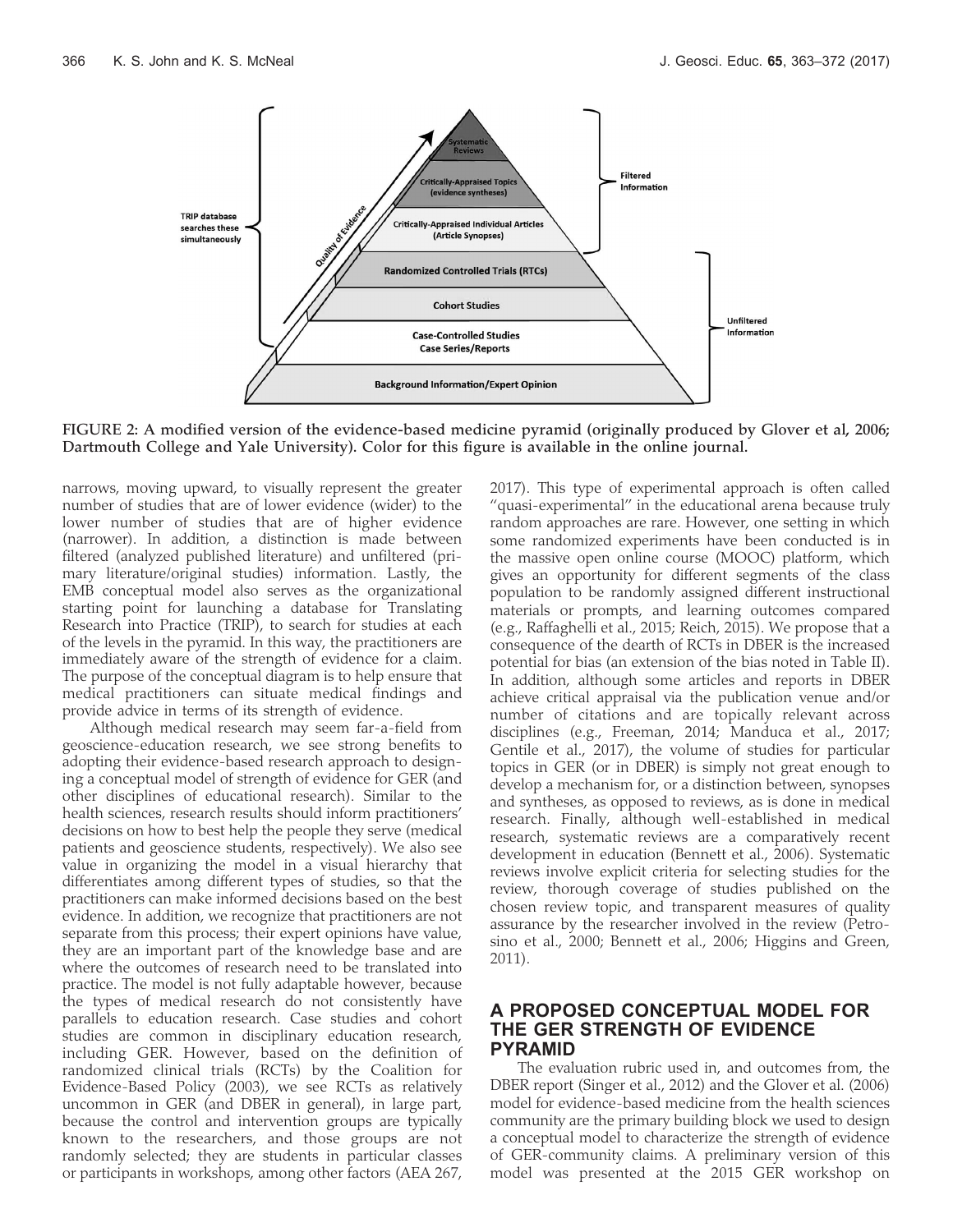TRIP database searches these simultaneously

Quality of Evidence

Systematic Reviews

Critically-Appraised Topics (evidence syntheses)

Critically-Appraised Individual Articles (Article Synopses)

Randomized Controlled Trials (RTCs)

Cohort Studies

Case-Controlled Studies
Case Series/Reports

Background Information/Expert Opinion

Filtered Information

Unfiltered Information

**FIGURE 2: A modified version of the evidence-based medicine pyramid (originally produced by Glover et al, 2006; Dartmouth College and Yale University). Color for this figure is available in the online journal.**

narrows, moving upward, to visually represent the greater number of studies that are of lower evidence (wider) to the lower number of studies that are of higher evidence (narrower). In addition, a distinction is made between filtered (analyzed published literature) and unfiltered (primary literature/original studies) information. Lastly, the EMB conceptual model also serves as the organizational starting point for launching a database for Translating Research into Practice (TRIP), to search for studies at each of the levels in the pyramid. In this way, the practitioners are immediately aware of the strength of evidence for a claim. The purpose of the conceptual diagram is to help ensure that medical practitioners can situate medical findings and provide advice in terms of its strength of evidence.

Although medical research may seem far-a-field from geoscience-education research, we see strong benefits to adopting their evidence-based research approach to designing a conceptual model of strength of evidence for GER (and other disciplines of educational research). Similar to the health sciences, research results should inform practitioners' decisions on how to best help the people they serve (medical patients and geoscience students, respectively). We also see value in organizing the model in a visual hierarchy that differentiates among different types of studies, so that the practitioners can make informed decisions based on the best evidence. In addition, we recognize that practitioners are not separate from this process; their expert opinions have value, they are an important part of the knowledge base and are where the outcomes of research need to be translated into practice. The model is not fully adaptable however, because the types of medical research do not consistently have parallels to education research. Case studies and cohort studies are common in disciplinary education research, including GER. However, based on the definition of randomized clinical trials (RCTs) by the Coalition for Evidence-Based Policy (2003), we see RCTs as relatively uncommon in GER (and DBER in general), in large part, because the control and intervention groups are typically known to the researchers, and those groups are not randomly selected; they are students in particular classes or participants in workshops, among other factors (AEA 267, 2017). This type of experimental approach is often called "quasi-experimental" in the educational arena because truly random approaches are rare. However, one setting in which some randomized experiments have been conducted is in the massive open online course (MOOC) platform, which gives an opportunity for different segments of the class population to be randomly assigned different instructional materials or prompts, and learning outcomes compared (e.g., Raffaghelli et al., 2015; Reich, 2015). We propose that a consequence of the dearth of RCTs in DBER is the increased potential for bias (an extension of the bias noted in Table II). In addition, although some articles and reports in DBER achieve critical appraisal via the publication venue and/or number of citations and are topically relevant across disciplines (e.g., Freeman, 2014; Manduca et al., 2017; Gentile et al., 2017), the volume of studies for particular topics in GER (or in DBER) is simply not great enough to develop a mechanism for, or a distinction between, synopses and syntheses, as opposed to reviews, as is done in medical research. Finally, although well-established in medical research, systematic reviews are a comparatively recent development in education (Bennett et al., 2006). Systematic reviews involve explicit criteria for selecting studies for the review, thorough coverage of studies published on the chosen review topic, and transparent measures of quality assurance by the researcher involved in the review (Petrosino et al., 2000; Bennett et al., 2006; Higgins and Green, 2011).

## A PROPOSED CONCEPTUAL MODEL FOR THE GER STRENGTH OF EVIDENCE PYRAMID

The evaluation rubric used in, and outcomes from, the DBER report (Singer et al., 2012) and the Glover et al. (2006) model for evidence-based medicine from the health sciences community are the primary building block we used to design a conceptual model to characterize the strength of evidence of GER-community claims. A preliminary version of this model was presented at the 2015 GER workshop on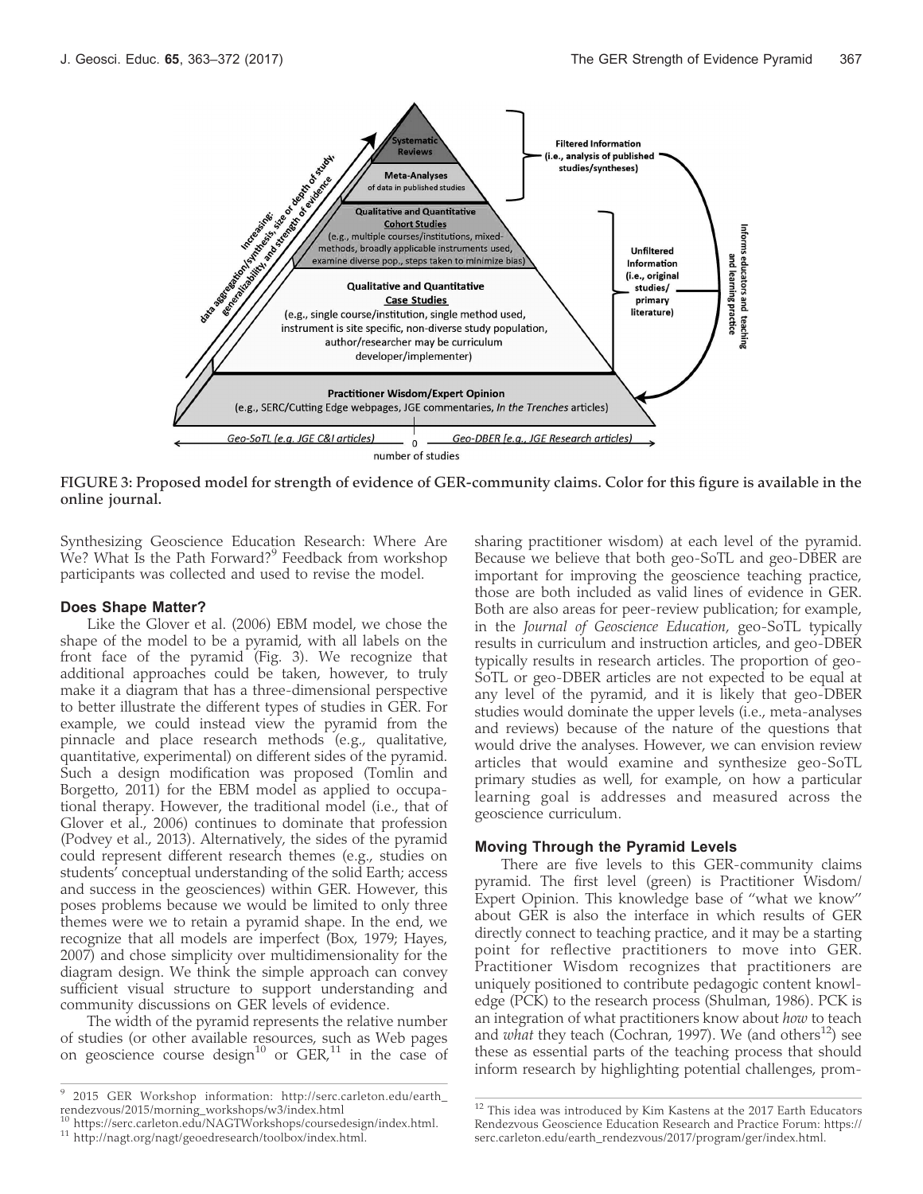Systematic Reviews

Meta-Analyses of data in published studies

Qualitative and Quantitative Cohort Studies (e.g., multiple courses/institutions, mixed-methods, broadly applicable instruments used, examine diverse pop., steps taken to minimize bias)

Qualitative and Quantitative Case Studies (e.g., single course/institution, single method used, instrument is site specific, non-diverse study population, author/researcher may be curriculum developer/implementer)

Practitioner Wisdom/Expert Opinion (e.g., SERC/Cutting Edge webpages, JGE commentaries, *In the Trenches* articles)

Increasing: data aggregation/synthesis, size or depth of study, generalizability, and strength of evidence

Filtered Information (i.e., analysis of published studies/syntheses)

Unfiltered Information (i.e., original studies/ primary literature)

Informs educators and teaching and learning practice

Geo-SoTL (e.g. JGE C&I articles)    0    Geo-DBER [e.g., JGE Research articles)

number of studies

**FIGURE 3: Proposed model for strength of evidence of GER-community claims. Color for this figure is available in the online journal.**

Synthesizing Geoscience Education Research: Where Are We? What Is the Path Forward?[9] Feedback from workshop participants was collected and used to revise the model.

### Does Shape Matter?

Like the Glover et al. (2006) EBM model, we chose the shape of the model to be a pyramid, with all labels on the front face of the pyramid (Fig. 3). We recognize that additional approaches could be taken, however, to truly make it a diagram that has a three-dimensional perspective to better illustrate the different types of studies in GER. For example, we could instead view the pyramid from the pinnacle and place research methods (e.g., qualitative, quantitative, experimental) on different sides of the pyramid. Such a design modification was proposed (Tomlin and Borgetto, 2011) for the EBM model as applied to occupational therapy. However, the traditional model (i.e., that of Glover et al., 2006) continues to dominate that profession (Podvey et al., 2013). Alternatively, the sides of the pyramid could represent different research themes (e.g., studies on students' conceptual understanding of the solid Earth; access and success in the geosciences) within GER. However, this poses problems because we would be limited to only three themes were we to retain a pyramid shape. In the end, we recognize that all models are imperfect (Box, 1979; Hayes, 2007) and chose simplicity over multidimensionality for the diagram design. We think the simple approach can convey sufficient visual structure to support understanding and community discussions on GER levels of evidence.

The width of the pyramid represents the relative number of studies (or other available resources, such as Web pages on geoscience course design[10] or GER,[11] in the case of sharing practitioner wisdom) at each level of the pyramid. Because we believe that both geo-SoTL and geo-DBER are important for improving the geoscience teaching practice, those are both included as valid lines of evidence in GER. Both are also areas for peer-review publication; for example, in the *Journal of Geoscience Education*, geo-SoTL typically results in curriculum and instruction articles, and geo-DBER typically results in research articles. The proportion of geo-SoTL or geo-DBER articles are not expected to be equal at any level of the pyramid, and it is likely that geo-DBER studies would dominate the upper levels (i.e., meta-analyses and reviews) because of the nature of the questions that would drive the analyses. However, we can envision review articles that would examine and synthesize geo-SoTL primary studies as well, for example, on how a particular learning goal is addresses and measured across the geoscience curriculum.

### Moving Through the Pyramid Levels

There are five levels to this GER-community claims pyramid. The first level (green) is Practitioner Wisdom/Expert Opinion. This knowledge base of "what we know" about GER is also the interface in which results of GER directly connect to teaching practice, and it may be a starting point for reflective practitioners to move into GER. Practitioner Wisdom recognizes that practitioners are uniquely positioned to contribute pedagogic content knowledge (PCK) to the research process (Shulman, 1986). PCK is an integration of what practitioners know about *how* to teach and *what* they teach (Cochran, 1997). We (and others[12]) see these as essential parts of the teaching process that should inform research by highlighting potential challenges, prom-

[9] 2015 GER Workshop information: http://serc.carleton.edu/earth_rendezvous/2015/morning_workshops/w3/index.html

[10] https://serc.carleton.edu/NAGTWorkshops/coursedesign/index.html.

[11] http://nagt.org/nagt/geoedresearch/toolbox/index.html.

[12] This idea was introduced by Kim Kastens at the 2017 Earth Educators Rendezvous Geoscience Education Research and Practice Forum: https://serc.carleton.edu/earth_rendezvous/2017/program/ger/index.html.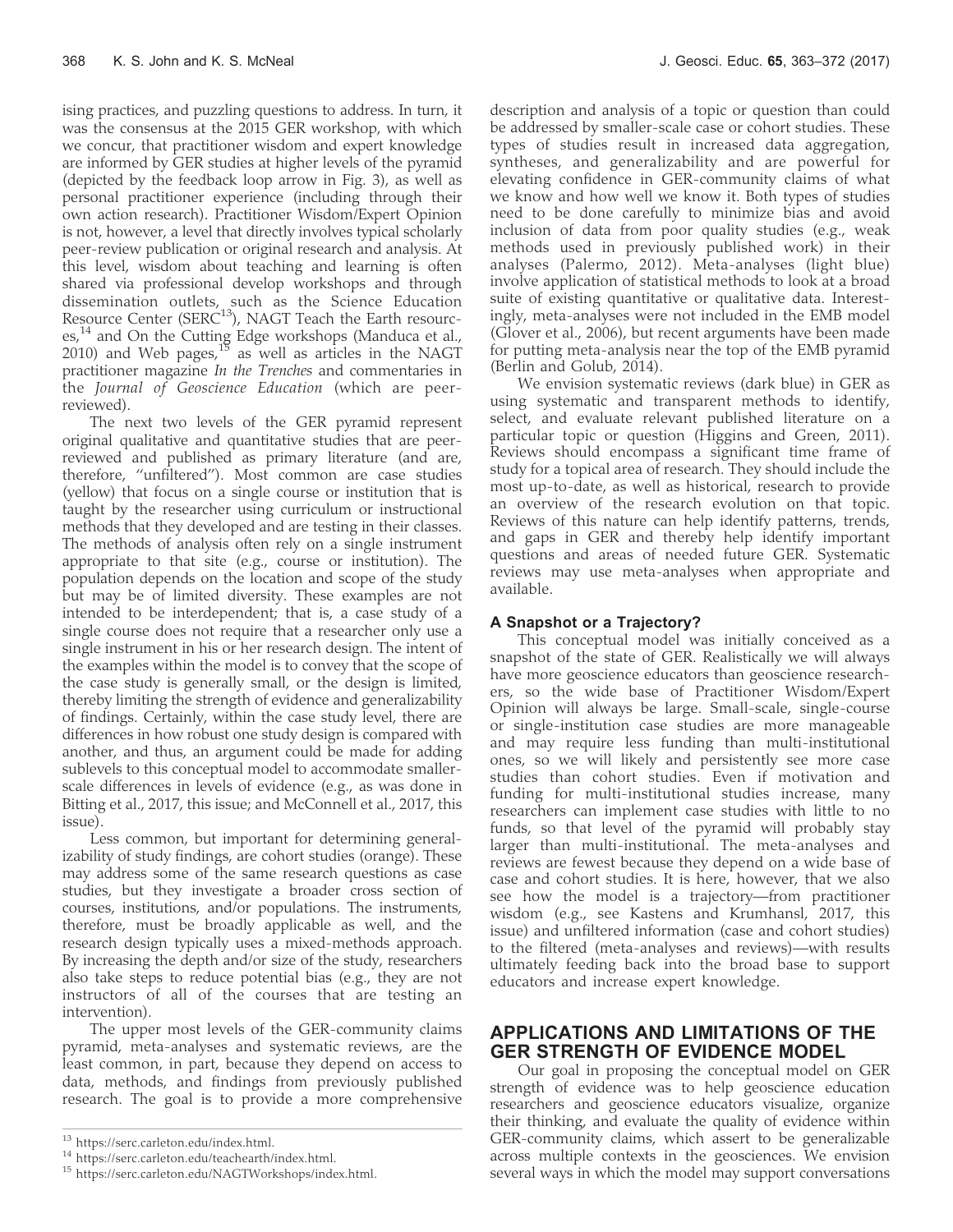ising practices, and puzzling questions to address. In turn, it was the consensus at the 2015 GER workshop, with which we concur, that practitioner wisdom and expert knowledge are informed by GER studies at higher levels of the pyramid (depicted by the feedback loop arrow in Fig. 3), as well as personal practitioner experience (including through their own action research). Practitioner Wisdom/Expert Opinion is not, however, a level that directly involves typical scholarly peer-review publication or original research and analysis. At this level, wisdom about teaching and learning is often shared via professional develop workshops and through dissemination outlets, such as the Science Education Resource Center (SERC[13]), NAGT Teach the Earth resources,[14] and On the Cutting Edge workshops (Manduca et al., 2010) and Web pages,[15] as well as articles in the NAGT practitioner magazine *In the Trenches* and commentaries in the *Journal of Geoscience Education* (which are peer-reviewed).

The next two levels of the GER pyramid represent original qualitative and quantitative studies that are peer-reviewed and published as primary literature (and are, therefore, "unfiltered"). Most common are case studies (yellow) that focus on a single course or institution that is taught by the researcher using curriculum or instructional methods that they developed and are testing in their classes. The methods of analysis often rely on a single instrument appropriate to that site (e.g., course or institution). The population depends on the location and scope of the study but may be of limited diversity. These examples are not intended to be interdependent; that is, a case study of a single course does not require that a researcher only use a single instrument in his or her research design. The intent of the examples within the model is to convey that the scope of the case study is generally small, or the design is limited, thereby limiting the strength of evidence and generalizability of findings. Certainly, within the case study level, there are differences in how robust one study design is compared with another, and thus, an argument could be made for adding sublevels to this conceptual model to accommodate smaller-scale differences in levels of evidence (e.g., as was done in Bitting et al., 2017, this issue; and McConnell et al., 2017, this issue).

Less common, but important for determining generalizability of study findings, are cohort studies (orange). These may address some of the same research questions as case studies, but they investigate a broader cross section of courses, institutions, and/or populations. The instruments, therefore, must be broadly applicable as well, and the research design typically uses a mixed-methods approach. By increasing the depth and/or size of the study, researchers also take steps to reduce potential bias (e.g., they are not instructors of all of the courses that are testing an intervention).

The upper most levels of the GER-community claims pyramid, meta-analyses and systematic reviews, are the least common, in part, because they depend on access to data, methods, and findings from previously published research. The goal is to provide a more comprehensive description and analysis of a topic or question than could be addressed by smaller-scale case or cohort studies. These types of studies result in increased data aggregation, syntheses, and generalizability and are powerful for elevating confidence in GER-community claims of what we know and how well we know it. Both types of studies need to be done carefully to minimize bias and avoid inclusion of data from poor quality studies (e.g., weak methods used in previously published work) in their analyses (Palermo, 2012). Meta-analyses (light blue) involve application of statistical methods to look at a broad suite of existing quantitative or qualitative data. Interestingly, meta-analyses were not included in the EMB model (Glover et al., 2006), but recent arguments have been made for putting meta-analysis near the top of the EMB pyramid (Berlin and Golub, 2014).

We envision systematic reviews (dark blue) in GER as using systematic and transparent methods to identify, select, and evaluate relevant published literature on a particular topic or question (Higgins and Green, 2011). Reviews should encompass a significant time frame of study for a topical area of research. They should include the most up-to-date, as well as historical, research to provide an overview of the research evolution on that topic. Reviews of this nature can help identify patterns, trends, and gaps in GER and thereby help identify important questions and areas of needed future GER. Systematic reviews may use meta-analyses when appropriate and available.

### A Snapshot or a Trajectory?

This conceptual model was initially conceived as a snapshot of the state of GER. Realistically we will always have more geoscience educators than geoscience researchers, so the wide base of Practitioner Wisdom/Expert Opinion will always be large. Small-scale, single-course or single-institution case studies are more manageable and may require less funding than multi-institutional ones, so we will likely and persistently see more case studies than cohort studies. Even if motivation and funding for multi-institutional studies increase, many researchers can implement case studies with little to no funds, so that level of the pyramid will probably stay larger than multi-institutional. The meta-analyses and reviews are fewest because they depend on a wide base of case and cohort studies. It is here, however, that we also see how the model is a trajectory—from practitioner wisdom (e.g., see Kastens and Krumhansl, 2017, this issue) and unfiltered information (case and cohort studies) to the filtered (meta-analyses and reviews)—with results ultimately feeding back into the broad base to support educators and increase expert knowledge.

## APPLICATIONS AND LIMITATIONS OF THE GER STRENGTH OF EVIDENCE MODEL

Our goal in proposing the conceptual model on GER strength of evidence was to help geoscience education researchers and geoscience educators visualize, organize their thinking, and evaluate the quality of evidence within GER-community claims, which assert to be generalizable across multiple contexts in the geosciences. We envision several ways in which the model may support conversations

[13] https://serc.carleton.edu/index.html.

[14] https://serc.carleton.edu/teachearth/index.html.

[15] https://serc.carleton.edu/NAGTWorkshops/index.html.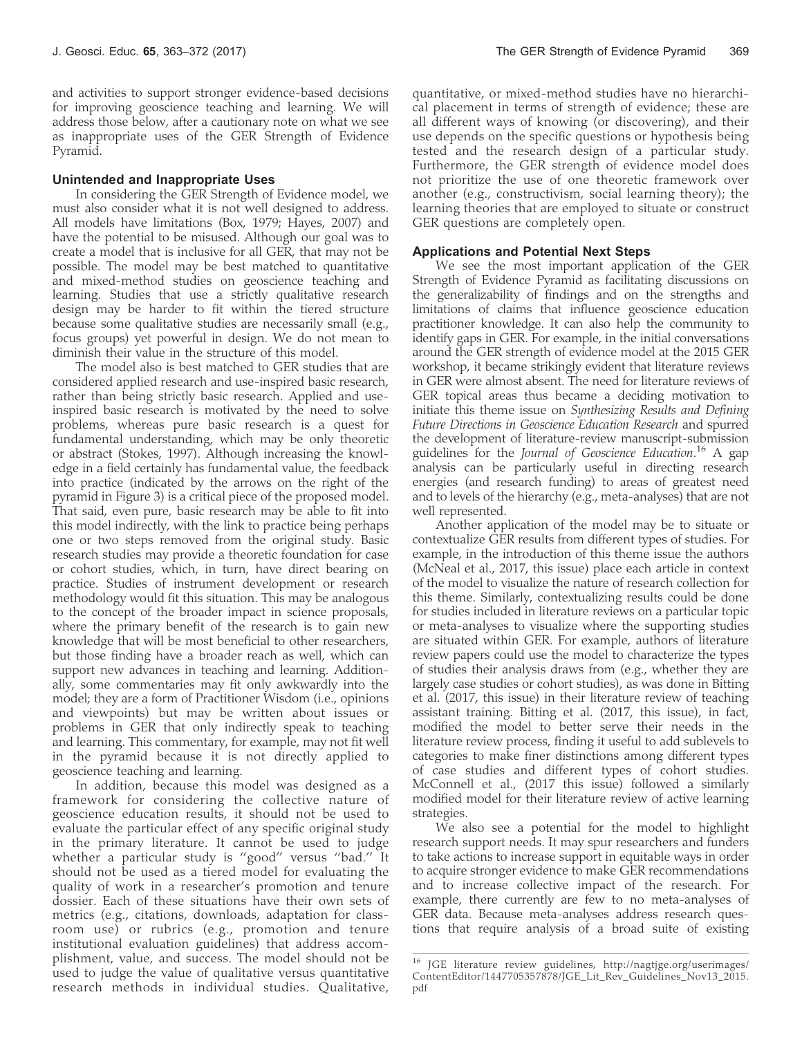and activities to support stronger evidence-based decisions for improving geoscience teaching and learning. We will address those below, after a cautionary note on what we see as inappropriate uses of the GER Strength of Evidence Pyramid.

### Unintended and Inappropriate Uses

In considering the GER Strength of Evidence model, we must also consider what it is not well designed to address. All models have limitations (Box, 1979; Hayes, 2007) and have the potential to be misused. Although our goal was to create a model that is inclusive for all GER, that may not be possible. The model may be best matched to quantitative and mixed-method studies on geoscience teaching and learning. Studies that use a strictly qualitative research design may be harder to fit within the tiered structure because some qualitative studies are necessarily small (e.g., focus groups) yet powerful in design. We do not mean to diminish their value in the structure of this model.

The model also is best matched to GER studies that are considered applied research and use-inspired basic research, rather than being strictly basic research. Applied and use-inspired basic research is motivated by the need to solve problems, whereas pure basic research is a quest for fundamental understanding, which may be only theoretic or abstract (Stokes, 1997). Although increasing the knowledge in a field certainly has fundamental value, the feedback into practice (indicated by the arrows on the right of the pyramid in Figure 3) is a critical piece of the proposed model. That said, even pure, basic research may be able to fit into this model indirectly, with the link to practice being perhaps one or two steps removed from the original study. Basic research studies may provide a theoretic foundation for case or cohort studies, which, in turn, have direct bearing on practice. Studies of instrument development or research methodology would fit this situation. This may be analogous to the concept of the broader impact in science proposals, where the primary benefit of the research is to gain new knowledge that will be most beneficial to other researchers, but those finding have a broader reach as well, which can support new advances in teaching and learning. Additionally, some commentaries may fit only awkwardly into the model; they are a form of Practitioner Wisdom (i.e., opinions and viewpoints) but may be written about issues or problems in GER that only indirectly speak to teaching and learning. This commentary, for example, may not fit well in the pyramid because it is not directly applied to geoscience teaching and learning.

In addition, because this model was designed as a framework for considering the collective nature of geoscience education results, it should not be used to evaluate the particular effect of any specific original study in the primary literature. It cannot be used to judge whether a particular study is "good" versus "bad." It should not be used as a tiered model for evaluating the quality of work in a researcher's promotion and tenure dossier. Each of these situations have their own sets of metrics (e.g., citations, downloads, adaptation for classroom use) or rubrics (e.g., promotion and tenure institutional evaluation guidelines) that address accomplishment, value, and success. The model should not be used to judge the value of qualitative versus quantitative research methods in individual studies. Qualitative, quantitative, or mixed-method studies have no hierarchical placement in terms of strength of evidence; these are all different ways of knowing (or discovering), and their use depends on the specific questions or hypothesis being tested and the research design of a particular study. Furthermore, the GER strength of evidence model does not prioritize the use of one theoretic framework over another (e.g., constructivism, social learning theory); the learning theories that are employed to situate or construct GER questions are completely open.

### Applications and Potential Next Steps

We see the most important application of the GER Strength of Evidence Pyramid as facilitating discussions on the generalizability of findings and on the strengths and limitations of claims that influence geoscience education practitioner knowledge. It can also help the community to identify gaps in GER. For example, in the initial conversations around the GER strength of evidence model at the 2015 GER workshop, it became strikingly evident that literature reviews in GER were almost absent. The need for literature reviews of GER topical areas thus became a deciding motivation to initiate this theme issue on *Synthesizing Results and Defining Future Directions in Geoscience Education Research* and spurred the development of literature-review manuscript-submission guidelines for the *Journal of Geoscience Education*.[16] A gap analysis can be particularly useful in directing research energies (and research funding) to areas of greatest need and to levels of the hierarchy (e.g., meta-analyses) that are not well represented.

Another application of the model may be to situate or contextualize GER results from different types of studies. For example, in the introduction of this theme issue the authors (McNeal et al., 2017, this issue) place each article in context of the model to visualize the nature of research collection for this theme. Similarly, contextualizing results could be done for studies included in literature reviews on a particular topic or meta-analyses to visualize where the supporting studies are situated within GER. For example, authors of literature review papers could use the model to characterize the types of studies their analysis draws from (e.g., whether they are largely case studies or cohort studies), as was done in Bitting et al. (2017, this issue) in their literature review of teaching assistant training. Bitting et al. (2017, this issue), in fact, modified the model to better serve their needs in the literature review process, finding it useful to add sublevels to categories to make finer distinctions among different types of case studies and different types of cohort studies. McConnell et al., (2017 this issue) followed a similarly modified model for their literature review of active learning strategies.

We also see a potential for the model to highlight research support needs. It may spur researchers and funders to take actions to increase support in equitable ways in order to acquire stronger evidence to make GER recommendations and to increase collective impact of the research. For example, there currently are few to no meta-analyses of GER data. Because meta-analyses address research questions that require analysis of a broad suite of existing

[16] JGE literature review guidelines, http://nagtjge.org/userimages/ContentEditor/1447705357878/JGE_Lit_Rev_Guidelines_Nov13_2015.pdf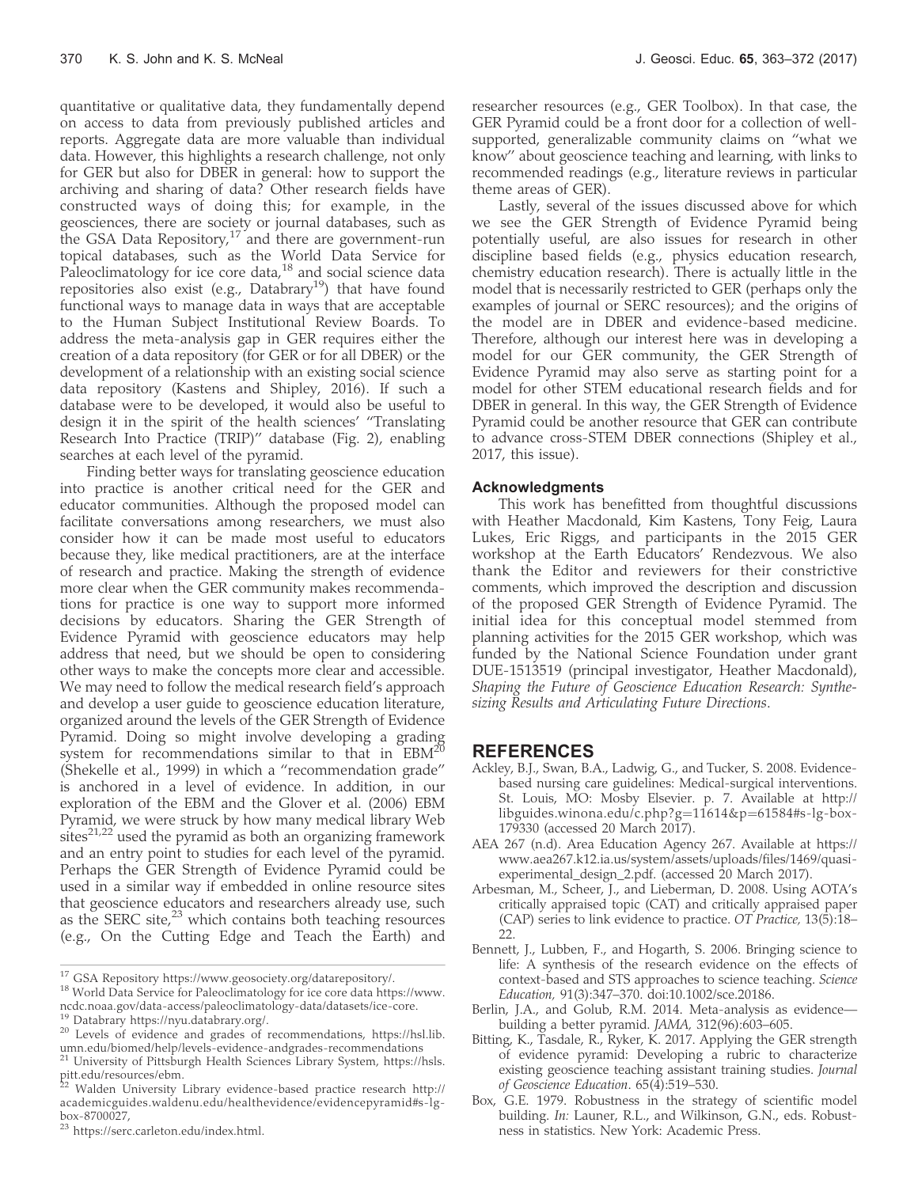quantitative or qualitative data, they fundamentally depend on access to data from previously published articles and reports. Aggregate data are more valuable than individual data. However, this highlights a research challenge, not only for GER but also for DBER in general: how to support the archiving and sharing of data? Other research fields have constructed ways of doing this; for example, in the geosciences, there are society or journal databases, such as the GSA Data Repository,[17] and there are government-run topical databases, such as the World Data Service for Paleoclimatology for ice core data,[18] and social science data repositories also exist (e.g., Databrary[19]) that have found functional ways to manage data in ways that are acceptable to the Human Subject Institutional Review Boards. To address the meta-analysis gap in GER requires either the creation of a data repository (for GER or for all DBER) or the development of a relationship with an existing social science data repository (Kastens and Shipley, 2016). If such a database were to be developed, it would also be useful to design it in the spirit of the health sciences' "Translating Research Into Practice (TRIP)" database (Fig. 2), enabling searches at each level of the pyramid.

Finding better ways for translating geoscience education into practice is another critical need for the GER and educator communities. Although the proposed model can facilitate conversations among researchers, we must also consider how it can be made most useful to educators because they, like medical practitioners, are at the interface of research and practice. Making the strength of evidence more clear when the GER community makes recommendations for practice is one way to support more informed decisions by educators. Sharing the GER Strength of Evidence Pyramid with geoscience educators may help address that need, but we should be open to considering other ways to make the concepts more clear and accessible. We may need to follow the medical research field's approach and develop a user guide to geoscience education literature, organized around the levels of the GER Strength of Evidence Pyramid. Doing so might involve developing a grading system for recommendations similar to that in EBM[20] (Shekelle et al., 1999) in which a "recommendation grade" is anchored in a level of evidence. In addition, in our exploration of the EBM and the Glover et al. (2006) EBM Pyramid, we were struck by how many medical library Web sites[21,22] used the pyramid as both an organizing framework and an entry point to studies for each level of the pyramid. Perhaps the GER Strength of Evidence Pyramid could be used in a similar way if embedded in online resource sites that geoscience educators and researchers already use, such as the SERC site,[23] which contains both teaching resources (e.g., On the Cutting Edge and Teach the Earth) and researcher resources (e.g., GER Toolbox). In that case, the GER Pyramid could be a front door for a collection of well-supported, generalizable community claims on "what we know" about geoscience teaching and learning, with links to recommended readings (e.g., literature reviews in particular theme areas of GER).

Lastly, several of the issues discussed above for which we see the GER Strength of Evidence Pyramid being potentially useful, are also issues for research in other discipline based fields (e.g., physics education research, chemistry education research). There is actually little in the model that is necessarily restricted to GER (perhaps only the examples of journal or SERC resources); and the origins of the model are in DBER and evidence-based medicine. Therefore, although our interest here was in developing a model for our GER community, the GER Strength of Evidence Pyramid may also serve as starting point for a model for other STEM educational research fields and for DBER in general. In this way, the GER Strength of Evidence Pyramid could be another resource that GER can contribute to advance cross-STEM DBER connections (Shipley et al., 2017, this issue).

### Acknowledgments

This work has benefitted from thoughtful discussions with Heather Macdonald, Kim Kastens, Tony Feig, Laura Lukes, Eric Riggs, and participants in the 2015 GER workshop at the Earth Educators' Rendezvous. We also thank the Editor and reviewers for their constrictive comments, which improved the description and discussion of the proposed GER Strength of Evidence Pyramid. The initial idea for this conceptual model stemmed from planning activities for the 2015 GER workshop, which was funded by the National Science Foundation under grant DUE-1513519 (principal investigator, Heather Macdonald), *Shaping the Future of Geoscience Education Research: Synthesizing Results and Articulating Future Directions*.

## REFERENCES

Ackley, B.J., Swan, B.A., Ladwig, G., and Tucker, S. 2008. Evidence-based nursing care guidelines: Medical-surgical interventions. St. Louis, MO: Mosby Elsevier. p. 7. Available at http://libguides.winona.edu/c.php?g=11614&p=61584#s-lg-box-179330 (accessed 20 March 2017).

AEA 267 (n.d). Area Education Agency 267. Available at https://www.aea267.k12.ia.us/system/assets/uploads/files/1469/quasi-experimental_design_2.pdf. (accessed 20 March 2017).

Arbesman, M., Scheer, J., and Lieberman, D. 2008. Using AOTA's critically appraised topic (CAT) and critically appraised paper (CAP) series to link evidence to practice. *OT Practice,* 13(5):18–22.

Bennett, J., Lubben, F., and Hogarth, S. 2006. Bringing science to life: A synthesis of the research evidence on the effects of context-based and STS approaches to science teaching. *Science Education,* 91(3):347–370. doi:10.1002/sce.20186.

Berlin, J.A., and Golub, R.M. 2014. Meta-analysis as evidence—building a better pyramid. *JAMA,* 312(96):603–605.

Bitting, K., Tasdale, R., Ryker, K. 2017. Applying the GER strength of evidence pyramid: Developing a rubric to characterize existing geoscience teaching assistant training studies. *Journal of Geoscience Education*. 65(4):519–530.

Box, G.E. 1979. Robustness in the strategy of scientific model building. *In:* Launer, R.L., and Wilkinson, G.N., eds. Robustness in statistics. New York: Academic Press.

---

[17] GSA Repository https://www.geosociety.org/datarepository/.

[18] World Data Service for Paleoclimatology for ice core data https://www.ncdc.noaa.gov/data-access/paleoclimatology-data/datasets/ice-core.

[19] Databrary https://nyu.databrary.org/.

[20] Levels of evidence and grades of recommendations, https://hsl.lib.umn.edu/biomed/help/levels-evidence-andgrades-recommendations

[21] University of Pittsburgh Health Sciences Library System, https://hsls.pitt.edu/resources/ebm.

[22] Walden University Library evidence-based practice research http://academicguides.waldenu.edu/healthevidence/evidencepyramid#s-lg-box-8700027,

[23] https://serc.carleton.edu/index.html.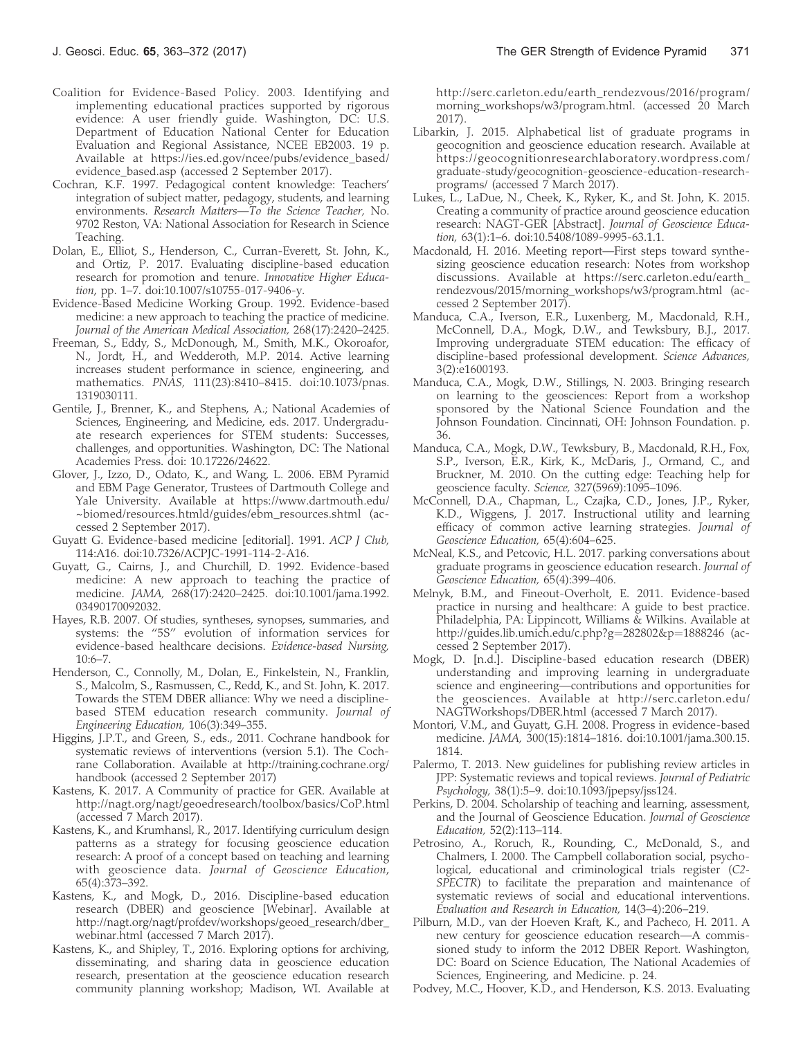Coalition for Evidence-Based Policy. 2003. Identifying and implementing educational practices supported by rigorous evidence: A user friendly guide. Washington, DC: U.S. Department of Education National Center for Education Evaluation and Regional Assistance, NCEE EB2003. 19 p. Available at https://ies.ed.gov/ncee/pubs/evidence_based/evidence_based.asp (accessed 2 September 2017).

Cochran, K.F. 1997. Pedagogical content knowledge: Teachers' integration of subject matter, pedagogy, students, and learning environments. *Research Matters—To the Science Teacher,* No. 9702 Reston, VA: National Association for Research in Science Teaching.

Dolan, E., Elliot, S., Henderson, C., Curran-Everett, St. John, K., and Ortiz, P. 2017. Evaluating discipline-based education research for promotion and tenure. *Innovative Higher Education*, pp. 1–7. doi:10.1007/s10755-017-9406-y.

Evidence-Based Medicine Working Group. 1992. Evidence-based medicine: a new approach to teaching the practice of medicine. *Journal of the American Medical Association,* 268(17):2420–2425.

Freeman, S., Eddy, S., McDonough, M., Smith, M.K., Okoroafor, N., Jordt, H., and Wedderoth, M.P. 2014. Active learning increases student performance in science, engineering, and mathematics. *PNAS,* 111(23):8410–8415. doi:10.1073/pnas.1319030111.

Gentile, J., Brenner, K., and Stephens, A.; National Academies of Sciences, Engineering, and Medicine, eds. 2017. Undergraduate research experiences for STEM students: Successes, challenges, and opportunities. Washington, DC: The National Academies Press. doi: 10.17226/24622.

Glover, J., Izzo, D., Odato, K., and Wang, L. 2006. EBM Pyramid and EBM Page Generator, Trustees of Dartmouth College and Yale University. Available at https://www.dartmouth.edu/~biomed/resources.htmld/guides/ebm_resources.shtml (accessed 2 September 2017).

Guyatt G. Evidence-based medicine [editorial]. 1991. *ACP J Club,* 114:A16. doi:10.7326/ACPJC-1991-114-2-A16.

Guyatt, G., Cairns, J., and Churchill, D. 1992. Evidence-based medicine: A new approach to teaching the practice of medicine. *JAMA,* 268(17):2420–2425. doi:10.1001/jama.1992.03490170092032.

Hayes, R.B. 2007. Of studies, syntheses, synopses, summaries, and systems: the "5S" evolution of information services for evidence-based healthcare decisions. *Evidence-based Nursing,* 10:6–7.

Henderson, C., Connolly, M., Dolan, E., Finkelstein, N., Franklin, S., Malcolm, S., Rasmussen, C., Redd, K., and St. John, K. 2017. Towards the STEM DBER alliance: Why we need a discipline-based STEM education research community. *Journal of Engineering Education,* 106(3):349–355.

Higgins, J.P.T., and Green, S., eds., 2011. Cochrane handbook for systematic reviews of interventions (version 5.1). The Cochrane Collaboration. Available at http://training.cochrane.org/handbook (accessed 2 September 2017)

Kastens, K. 2017. A Community of practice for GER. Available at http://nagt.org/nagt/geoedresearch/toolbox/basics/CoP.html (accessed 7 March 2017).

Kastens, K., and Krumhansl, R., 2017. Identifying curriculum design patterns as a strategy for focusing geoscience education research: A proof of a concept based on teaching and learning with geoscience data. *Journal of Geoscience Education*, 65(4):373–392.

Kastens, K., and Mogk, D., 2016. Discipline-based education research (DBER) and geoscience [Webinar]. Available at http://nagt.org/nagt/profdev/workshops/geoed_research/dber_webinar.html (accessed 7 March 2017).

Kastens, K., and Shipley, T., 2016. Exploring options for archiving, disseminating, and sharing data in geoscience education research, presentation at the geoscience education research community planning workshop; Madison, WI. Available at http://serc.carleton.edu/earth_rendezvous/2016/program/morning_workshops/w3/program.html. (accessed 20 March 2017).

Libarkin, J. 2015. Alphabetical list of graduate programs in geocognition and geoscience education research. Available at https://geocognitionresearchlaboratory.wordpress.com/graduate-study/geocognition-geoscience-education-research-programs/ (accessed 7 March 2017).

Lukes, L., LaDue, N., Cheek, K., Ryker, K., and St. John, K. 2015. Creating a community of practice around geoscience education research: NAGT-GER [Abstract]. *Journal of Geoscience Education,* 63(1):1–6. doi:10.5408/1089-9995-63.1.1.

Macdonald, H. 2016. Meeting report—First steps toward synthesizing geoscience education research: Notes from workshop discussions. Available at https://serc.carleton.edu/earth_rendezvous/2015/morning_workshops/w3/program.html (accessed 2 September 2017).

Manduca, C.A., Iverson, E.R., Luxenberg, M., Macdonald, R.H., McConnell, D.A., Mogk, D.W., and Tewksbury, B.J., 2017. Improving undergraduate STEM education: The efficacy of discipline-based professional development. *Science Advances,* 3(2):e1600193.

Manduca, C.A., Mogk, D.W., Stillings, N. 2003. Bringing research on learning to the geosciences: Report from a workshop sponsored by the National Science Foundation and the Johnson Foundation. Cincinnati, OH: Johnson Foundation. p. 36.

Manduca, C.A., Mogk, D.W., Tewksbury, B., Macdonald, R.H., Fox, S.P., Iverson, E.R., Kirk, K., McDaris, J., Ormand, C., and Bruckner, M. 2010. On the cutting edge: Teaching help for geoscience faculty. *Science,* 327(5969):1095–1096.

McConnell, D.A., Chapman, L., Czajka, C.D., Jones, J.P., Ryker, K.D., Wiggens, J. 2017. Instructional utility and learning efficacy of common active learning strategies. *Journal of Geoscience Education,* 65(4):604–625.

McNeal, K.S., and Petcovic, H.L. 2017. parking conversations about graduate programs in geoscience education research. *Journal of Geoscience Education,* 65(4):399–406.

Melnyk, B.M., and Fineout-Overholt, E. 2011. Evidence-based practice in nursing and healthcare: A guide to best practice. Philadelphia, PA: Lippincott, Williams & Wilkins. Available at http://guides.lib.umich.edu/c.php?g=282802&p=1888246 (accessed 2 September 2017).

Mogk, D. [n.d.]. Discipline-based education research (DBER) understanding and improving learning in undergraduate science and engineering—contributions and opportunities for the geosciences. Available at http://serc.carleton.edu/NAGTWorkshops/DBER.html (accessed 7 March 2017).

Montori, V.M., and Guyatt, G.H. 2008. Progress in evidence-based medicine. *JAMA,* 300(15):1814–1816. doi:10.1001/jama.300.15.1814.

Palermo, T. 2013. New guidelines for publishing review articles in JPP: Systematic reviews and topical reviews. *Journal of Pediatric Psychology,* 38(1):5–9. doi:10.1093/jpepsy/jss124.

Perkins, D. 2004. Scholarship of teaching and learning, assessment, and the Journal of Geoscience Education. *Journal of Geoscience Education,* 52(2):113–114.

Petrosino, A., Roruch, R., Rounding, C., McDonald, S., and Chalmers, I. 2000. The Campbell collaboration social, psychological, educational and criminological trials register (*C2-SPECTR*) to facilitate the preparation and maintenance of systematic reviews of social and educational interventions. *Evaluation and Research in Education,* 14(3–4):206–219.

Pilburn, M.D., van der Hoeven Kraft, K., and Pacheco, H. 2011. A new century for geoscience education research—A commissioned study to inform the 2012 DBER Report. Washington, DC: Board on Science Education, The National Academies of Sciences, Engineering, and Medicine. p. 24.

Podvey, M.C., Hoover, K.D., and Henderson, K.S. 2013. Evaluating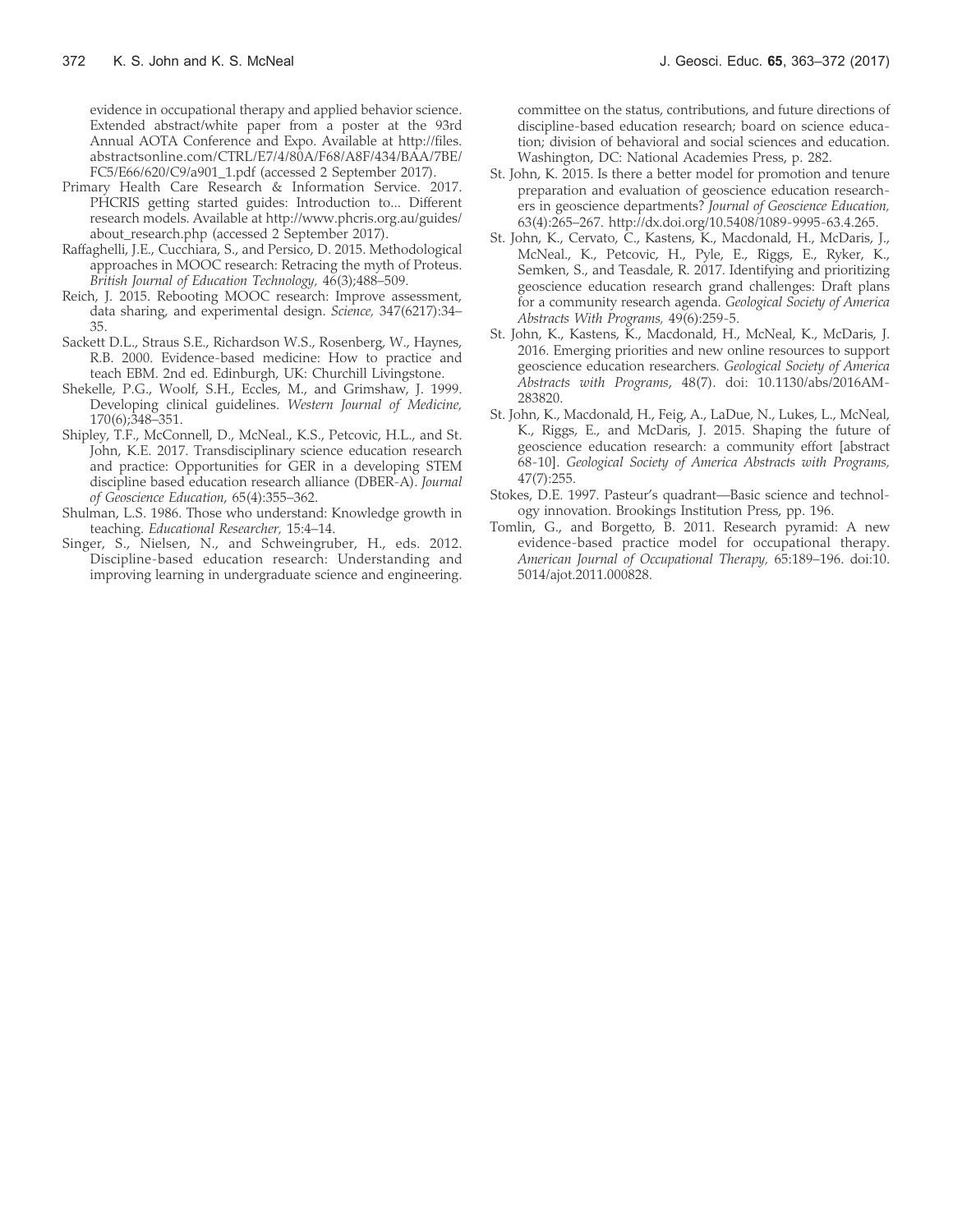evidence in occupational therapy and applied behavior science. Extended abstract/white paper from a poster at the 93rd Annual AOTA Conference and Expo. Available at http://files.abstractsonline.com/CTRL/E7/4/80A/F68/A8F/434/BAA/7BE/FC5/E66/620/C9/a901_1.pdf (accessed 2 September 2017).

Primary Health Care Research & Information Service. 2017. PHCRIS getting started guides: Introduction to... Different research models. Available at http://www.phcris.org.au/guides/about_research.php (accessed 2 September 2017).

Raffaghelli, J.E., Cucchiara, S., and Persico, D. 2015. Methodological approaches in MOOC research: Retracing the myth of Proteus. *British Journal of Education Technology,* 46(3);488–509.

Reich, J. 2015. Rebooting MOOC research: Improve assessment, data sharing, and experimental design. *Science,* 347(6217):34–35.

Sackett D.L., Straus S.E., Richardson W.S., Rosenberg, W., Haynes, R.B. 2000. Evidence-based medicine: How to practice and teach EBM. 2nd ed. Edinburgh, UK: Churchill Livingstone.

Shekelle, P.G., Woolf, S.H., Eccles, M., and Grimshaw, J. 1999. Developing clinical guidelines. *Western Journal of Medicine,* 170(6);348–351.

Shipley, T.F., McConnell, D., McNeal., K.S., Petcovic, H.L., and St. John, K.E. 2017. Transdisciplinary science education research and practice: Opportunities for GER in a developing STEM discipline based education research alliance (DBER-A). *Journal of Geoscience Education,* 65(4):355–362.

Shulman, L.S. 1986. Those who understand: Knowledge growth in teaching. *Educational Researcher,* 15:4–14.

Singer, S., Nielsen, N., and Schweingruber, H., eds. 2012. Discipline-based education research: Understanding and improving learning in undergraduate science and engineering. committee on the status, contributions, and future directions of discipline-based education research; board on science education; division of behavioral and social sciences and education. Washington, DC: National Academies Press, p. 282.

St. John, K. 2015. Is there a better model for promotion and tenure preparation and evaluation of geoscience education researchers in geoscience departments? *Journal of Geoscience Education,* 63(4):265–267. http://dx.doi.org/10.5408/1089-9995-63.4.265.

St. John, K., Cervato, C., Kastens, K., Macdonald, H., McDaris, J., McNeal., K., Petcovic, H., Pyle, E., Riggs, E., Ryker, K., Semken, S., and Teasdale, R. 2017. Identifying and prioritizing geoscience education research grand challenges: Draft plans for a community research agenda. *Geological Society of America Abstracts With Programs,* 49(6):259-5.

St. John, K., Kastens, K., Macdonald, H., McNeal, K., McDaris, J. 2016. Emerging priorities and new online resources to support geoscience education researchers. *Geological Society of America Abstracts with Programs*, 48(7). doi: 10.1130/abs/2016AM-283820.

St. John, K., Macdonald, H., Feig, A., LaDue, N., Lukes, L., McNeal, K., Riggs, E., and McDaris, J. 2015. Shaping the future of geoscience education research: a community effort [abstract 68-10]. *Geological Society of America Abstracts with Programs,* 47(7):255.

Stokes, D.E. 1997. Pasteur's quadrant—Basic science and technology innovation. Brookings Institution Press, pp. 196.

Tomlin, G., and Borgetto, B. 2011. Research pyramid: A new evidence-based practice model for occupational therapy. *American Journal of Occupational Therapy,* 65:189–196. doi:10.5014/ajot.2011.000828.